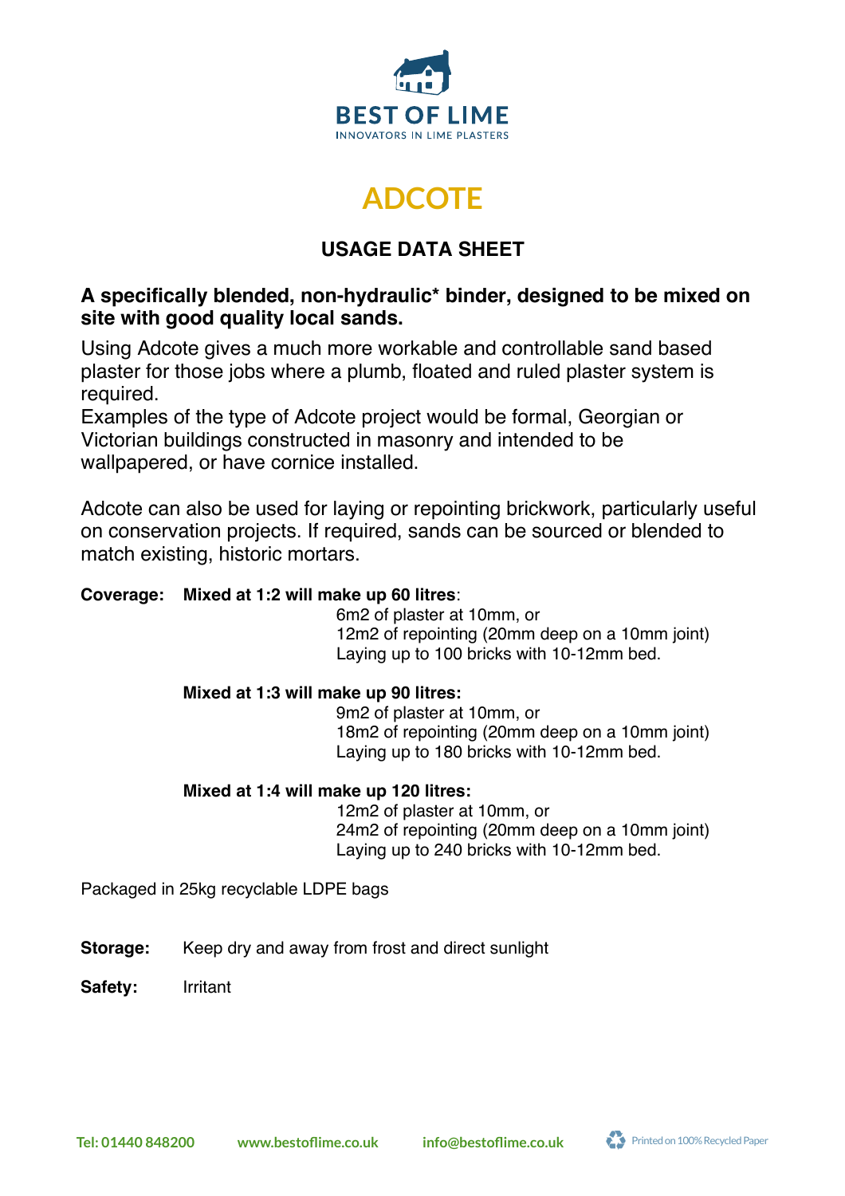BEST OF LIME

INNOVATORS IN LIME PLASTERS

# ADCOTE

## USAGE DATA SHEET

**A specifically blended, non-hydraulic* binder, designed to be mixed on site with good quality local sands.**

Using Adcote gives a much more workable and controllable sand based plaster for those jobs where a plumb, floated and ruled plaster system is required.
Examples of the type of Adcote project would be formal, Georgian or Victorian buildings constructed in masonry and intended to be wallpapered, or have cornice installed.

Adcote can also be used for laying or repointing brickwork, particularly useful on conservation projects. If required, sands can be sourced or blended to match existing, historic mortars.

**Coverage:** **Mixed at 1:2 will make up 60 litres**:
6m2 of plaster at 10mm, or
12m2 of repointing (20mm deep on a 10mm joint)
Laying up to 100 bricks with 10-12mm bed.

**Mixed at 1:3 will make up 90 litres:**
9m2 of plaster at 10mm, or
18m2 of repointing (20mm deep on a 10mm joint)
Laying up to 180 bricks with 10-12mm bed.

**Mixed at 1:4 will make up 120 litres:**
12m2 of plaster at 10mm, or
24m2 of repointing (20mm deep on a 10mm joint)
Laying up to 240 bricks with 10-12mm bed.

Packaged in 25kg recyclable LDPE bags

**Storage:** Keep dry and away from frost and direct sunlight

**Safety:** Irritant

Tel: 01440 848200 www.bestoflime.co.uk info@bestoflime.co.uk Printed on 100% Recycled Paper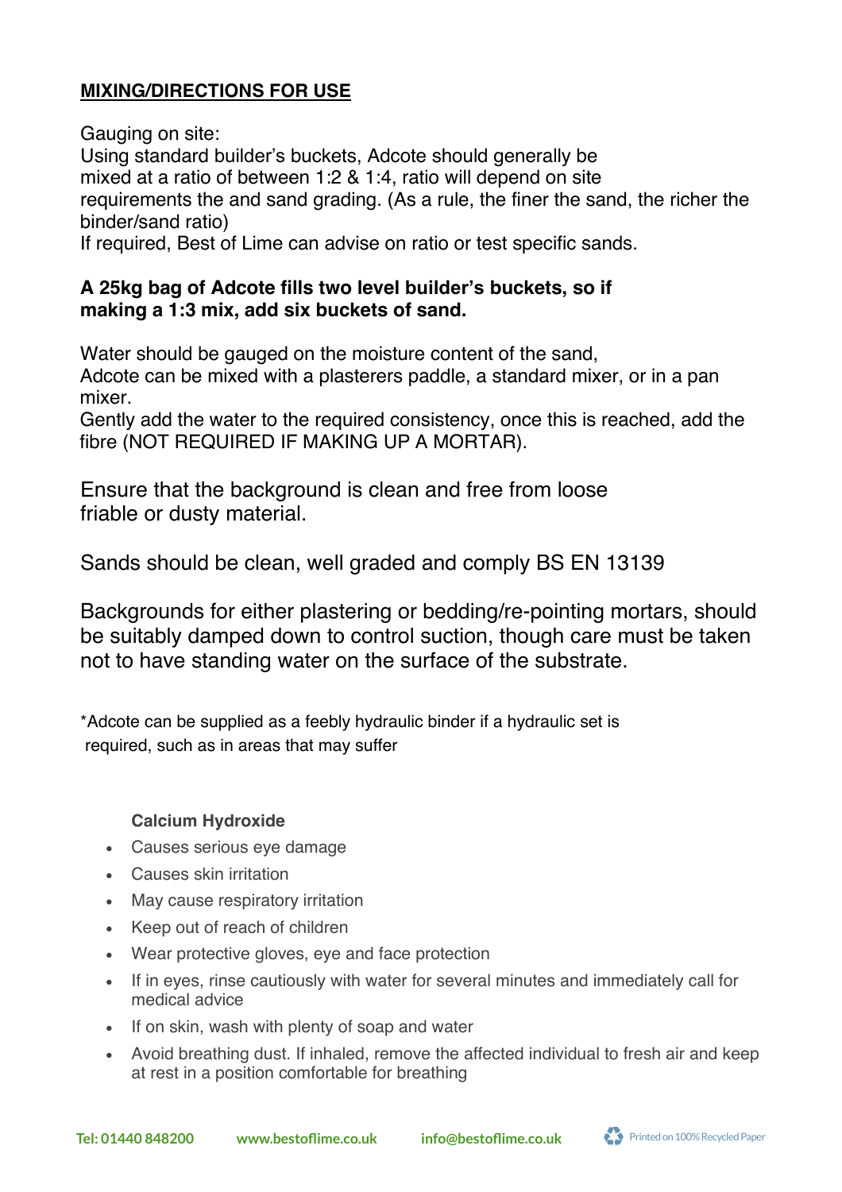**MIXING/DIRECTIONS FOR USE**

Gauging on site:
Using standard builder's buckets, Adcote should generally be mixed at a ratio of between 1:2 & 1:4, ratio will depend on site requirements the and sand grading. (As a rule, the finer the sand, the richer the binder/sand ratio)
If required, Best of Lime can advise on ratio or test specific sands.

**A 25kg bag of Adcote fills two level builder's buckets, so if making a 1:3 mix, add six buckets of sand.**

Water should be gauged on the moisture content of the sand,
Adcote can be mixed with a plasterers paddle, a standard mixer, or in a pan mixer.
Gently add the water to the required consistency, once this is reached, add the fibre (NOT REQUIRED IF MAKING UP A MORTAR).

Ensure that the background is clean and free from loose friable or dusty material.

Sands should be clean, well graded and comply BS EN 13139

Backgrounds for either plastering or bedding/re-pointing mortars, should be suitably damped down to control suction, though care must be taken not to have standing water on the surface of the substrate.

*Adcote can be supplied as a feebly hydraulic binder if a hydraulic set is required, such as in areas that may suffer

**Calcium Hydroxide**

- Causes serious eye damage
- Causes skin irritation
- May cause respiratory irritation
- Keep out of reach of children
- Wear protective gloves, eye and face protection
- If in eyes, rinse cautiously with water for several minutes and immediately call for medical advice
- If on skin, wash with plenty of soap and water
- Avoid breathing dust. If inhaled, remove the affected individual to fresh air and keep at rest in a position comfortable for breathing

Tel: 01440 848200 www.bestoflime.co.uk info@bestoflime.co.uk Printed on 100% Recycled Paper